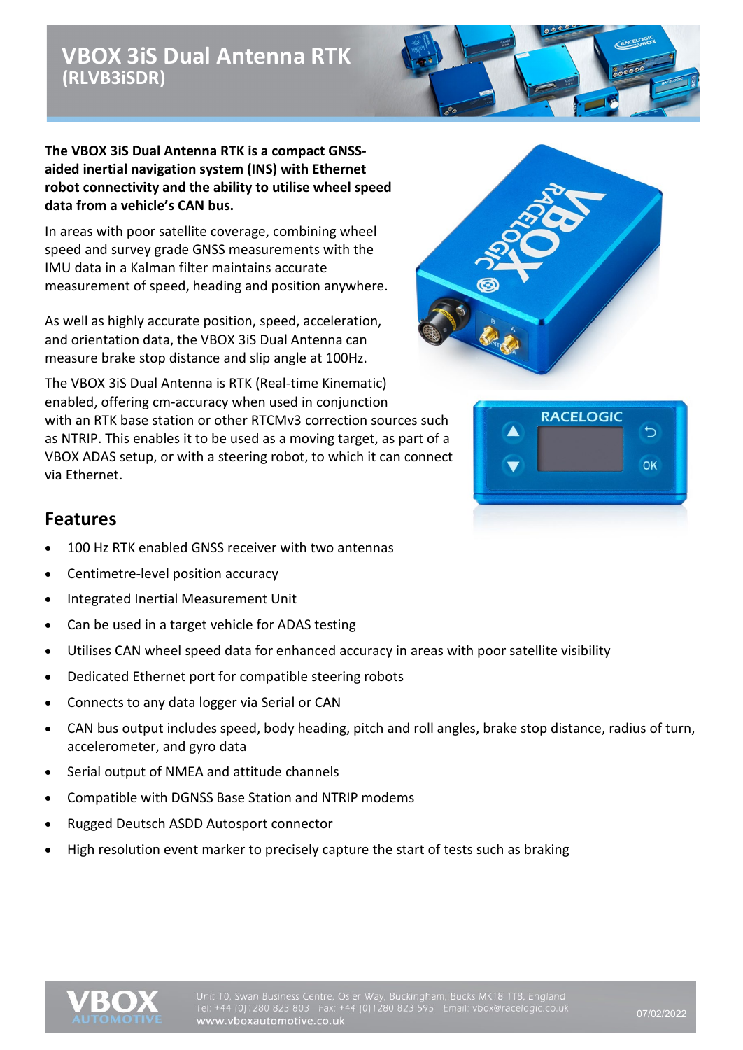# VBOX 3iS Dual Antenna RTK
## (RLVB3iSDR)

**The VBOX 3iS Dual Antenna RTK is a compact GNSS-aided inertial navigation system (INS) with Ethernet robot connectivity and the ability to utilise wheel speed data from a vehicle's CAN bus.**

In areas with poor satellite coverage, combining wheel speed and survey grade GNSS measurements with the IMU data in a Kalman filter maintains accurate measurement of speed, heading and position anywhere.

As well as highly accurate position, speed, acceleration, and orientation data, the VBOX 3iS Dual Antenna can measure brake stop distance and slip angle at 100Hz.

The VBOX 3iS Dual Antenna is RTK (Real-time Kinematic) enabled, offering cm-accuracy when used in conjunction with an RTK base station or other RTCMv3 correction sources such as NTRIP. This enables it to be used as a moving target, as part of a VBOX ADAS setup, or with a steering robot, to which it can connect via Ethernet.

## Features

- 100 Hz RTK enabled GNSS receiver with two antennas
- Centimetre-level position accuracy
- Integrated Inertial Measurement Unit
- Can be used in a target vehicle for ADAS testing
- Utilises CAN wheel speed data for enhanced accuracy in areas with poor satellite visibility
- Dedicated Ethernet port for compatible steering robots
- Connects to any data logger via Serial or CAN
- CAN bus output includes speed, body heading, pitch and roll angles, brake stop distance, radius of turn, accelerometer, and gyro data
- Serial output of NMEA and attitude channels
- Compatible with DGNSS Base Station and NTRIP modems
- Rugged Deutsch ASDD Autosport connector
- High resolution event marker to precisely capture the start of tests such as braking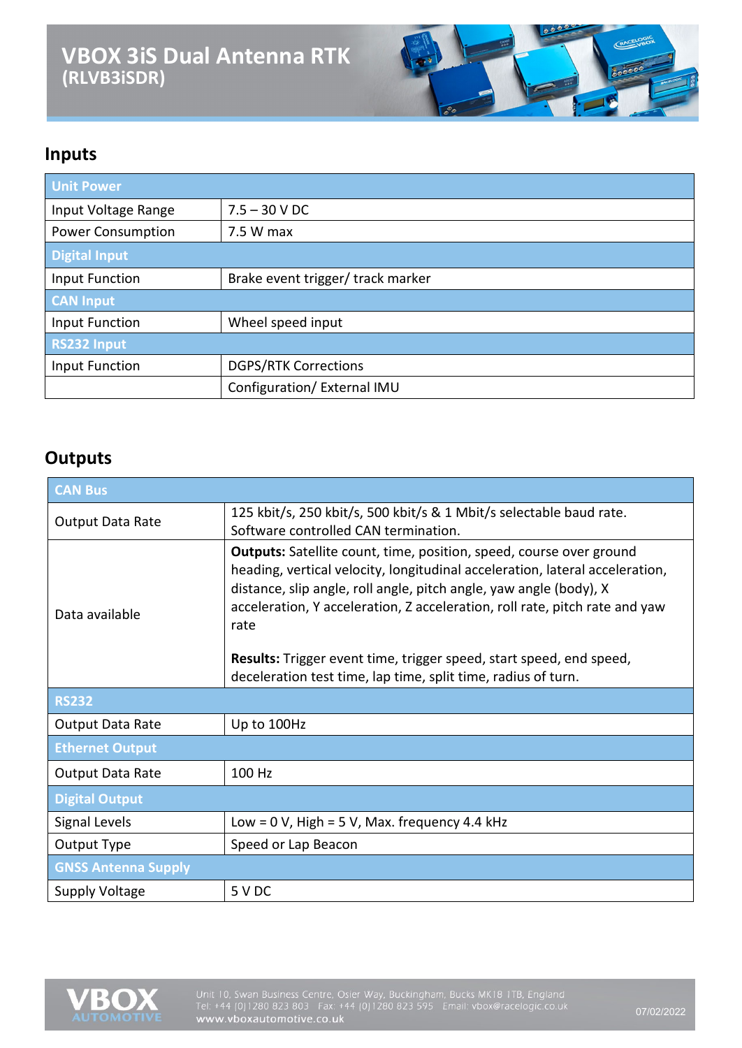# VBOX 3iS Dual Antenna RTK
## (RLVB3iSDR)

## Inputs

| Unit Power | |
|---|---|
| Input Voltage Range | 7.5 – 30 V DC |
| Power Consumption | 7.5 W max |
| **Digital Input** | |
| Input Function | Brake event trigger/ track marker |
| **CAN Input** | |
| Input Function | Wheel speed input |
| **RS232 Input** | |
| Input Function | DGPS/RTK Corrections |
| | Configuration/ External IMU |

## Outputs

| CAN Bus | |
|---|---|
| Output Data Rate | 125 kbit/s, 250 kbit/s, 500 kbit/s & 1 Mbit/s selectable baud rate. Software controlled CAN termination. |
| Data available | **Outputs:** Satellite count, time, position, speed, course over ground heading, vertical velocity, longitudinal acceleration, lateral acceleration, distance, slip angle, roll angle, pitch angle, yaw angle (body), X acceleration, Y acceleration, Z acceleration, roll rate, pitch rate and yaw rate<br><br>**Results:** Trigger event time, trigger speed, start speed, end speed, deceleration test time, lap time, split time, radius of turn. |
| **RS232** | |
| Output Data Rate | Up to 100Hz |
| **Ethernet Output** | |
| Output Data Rate | 100 Hz |
| **Digital Output** | |
| Signal Levels | Low = 0 V, High = 5 V, Max. frequency 4.4 kHz |
| Output Type | Speed or Lap Beacon |
| **GNSS Antenna Supply** | |
| Supply Voltage | 5 V DC |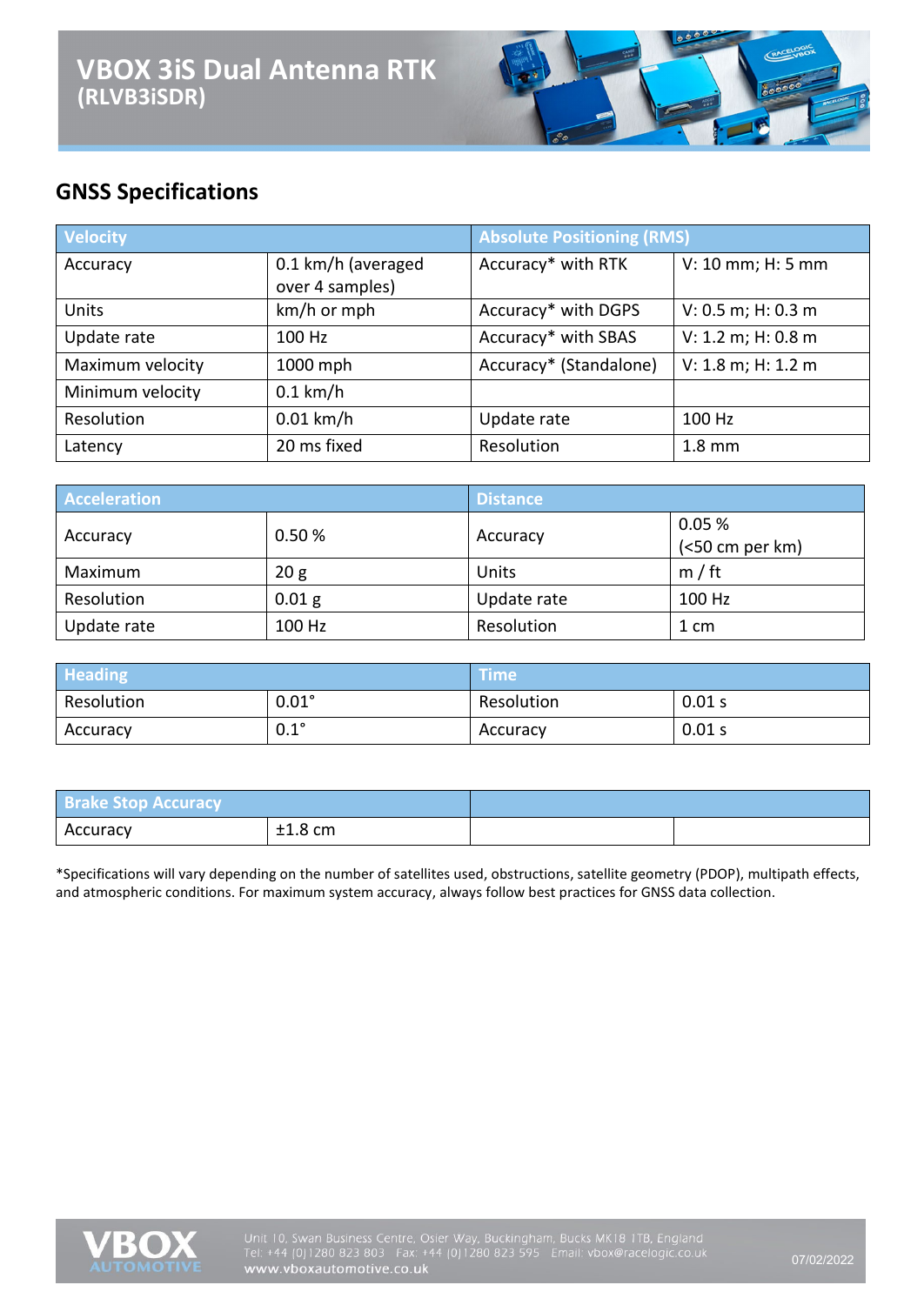# VBOX 3iS Dual Antenna RTK
## (RLVB3iSDR)

## GNSS Specifications

| Velocity | | Absolute Positioning (RMS) | |
|---|---|---|---|
| Accuracy | 0.1 km/h (averaged over 4 samples) | Accuracy* with RTK | V: 10 mm; H: 5 mm |
| Units | km/h or mph | Accuracy* with DGPS | V: 0.5 m; H: 0.3 m |
| Update rate | 100 Hz | Accuracy* with SBAS | V: 1.2 m; H: 0.8 m |
| Maximum velocity | 1000 mph | Accuracy* (Standalone) | V: 1.8 m; H: 1.2 m |
| Minimum velocity | 0.1 km/h | | |
| Resolution | 0.01 km/h | Update rate | 100 Hz |
| Latency | 20 ms fixed | Resolution | 1.8 mm |

| Acceleration | | Distance | |
|---|---|---|---|
| Accuracy | 0.50 % | Accuracy | 0.05 % (<50 cm per km) |
| Maximum | 20 g | Units | m / ft |
| Resolution | 0.01 g | Update rate | 100 Hz |
| Update rate | 100 Hz | Resolution | 1 cm |

| Heading | | Time | |
|---|---|---|---|
| Resolution | 0.01° | Resolution | 0.01 s |
| Accuracy | 0.1° | Accuracy | 0.01 s |

| Brake Stop Accuracy | | | |
|---|---|---|---|
| Accuracy | ±1.8 cm | | |

*Specifications will vary depending on the number of satellites used, obstructions, satellite geometry (PDOP), multipath effects, and atmospheric conditions. For maximum system accuracy, always follow best practices for GNSS data collection.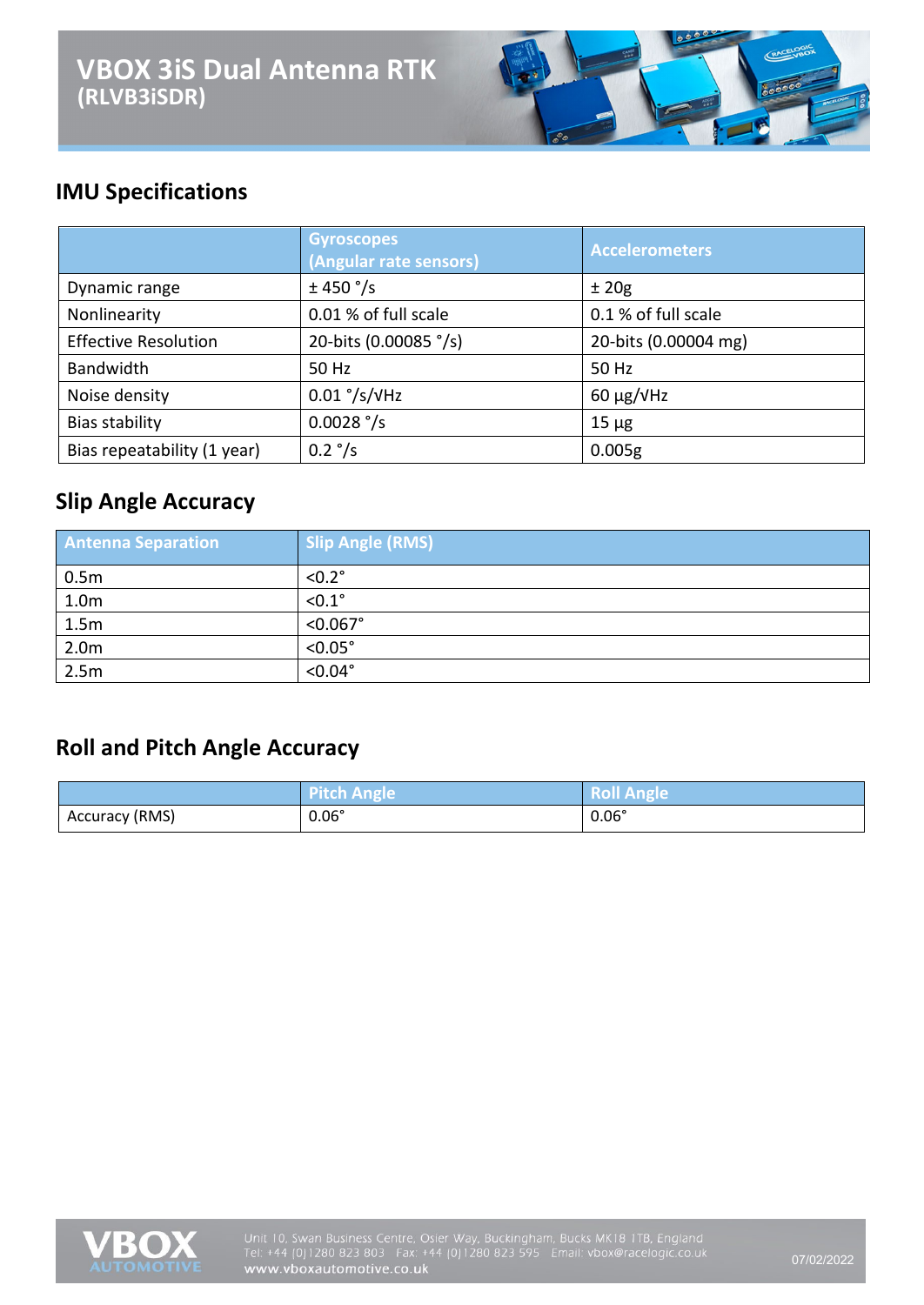# VBOX 3iS Dual Antenna RTK
## (RLVB3iSDR)

## IMU Specifications

| | Gyroscopes (Angular rate sensors) | Accelerometers |
|---|---|---|
| Dynamic range | ± 450 °/s | ± 20g |
| Nonlinearity | 0.01 % of full scale | 0.1 % of full scale |
| Effective Resolution | 20-bits (0.00085 °/s) | 20-bits (0.00004 mg) |
| Bandwidth | 50 Hz | 50 Hz |
| Noise density | 0.01 °/s/√Hz | 60 µg/√Hz |
| Bias stability | 0.0028 °/s | 15 µg |
| Bias repeatability (1 year) | 0.2 °/s | 0.005g |

## Slip Angle Accuracy

| Antenna Separation | Slip Angle (RMS) |
|---|---|
| 0.5m | <0.2° |
| 1.0m | <0.1° |
| 1.5m | <0.067° |
| 2.0m | <0.05° |
| 2.5m | <0.04° |

## Roll and Pitch Angle Accuracy

| | Pitch Angle | Roll Angle |
|---|---|---|
| Accuracy (RMS) | 0.06° | 0.06° |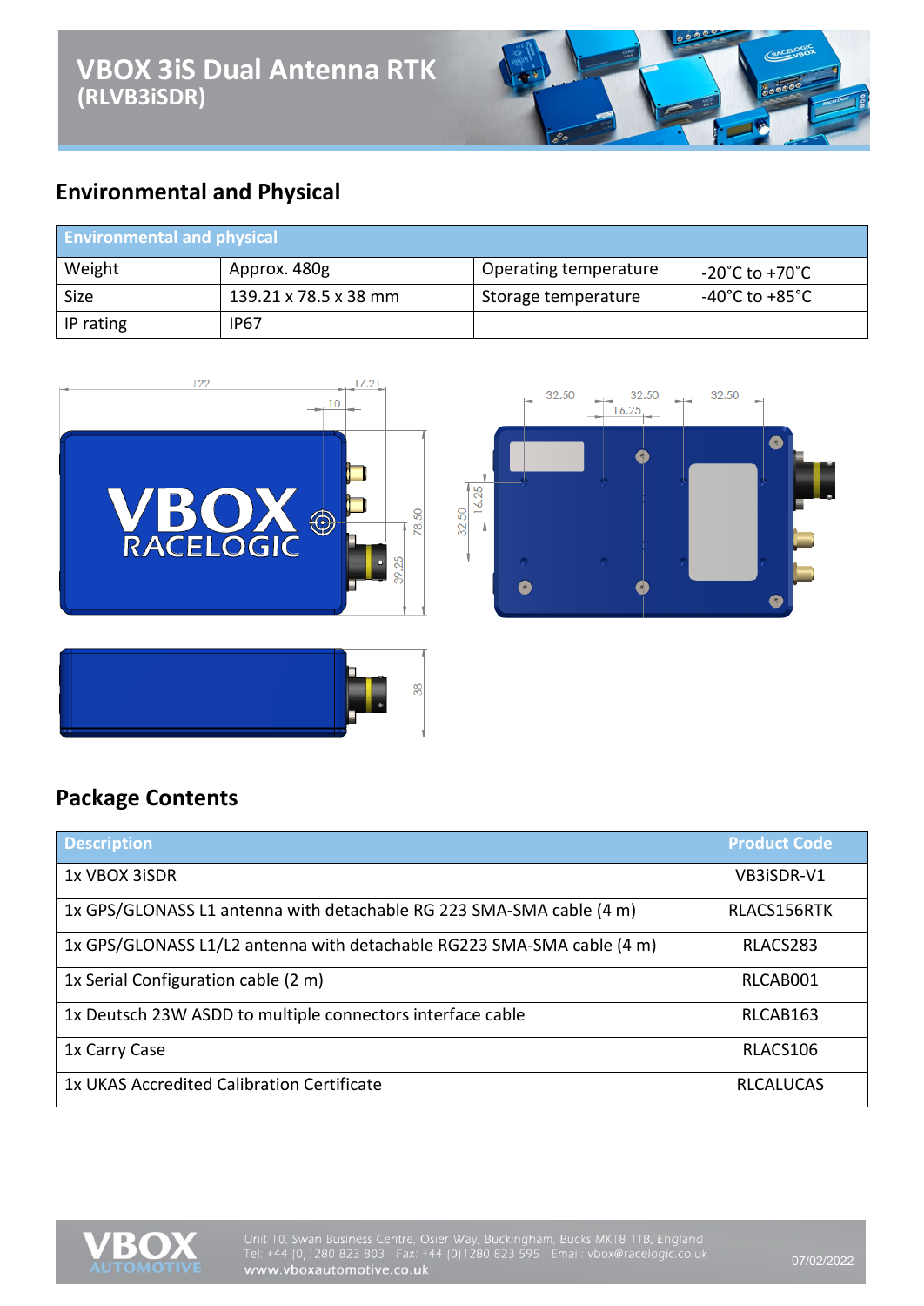# VBOX 3iS Dual Antenna RTK
**(RLVB3iSDR)**

## Environmental and Physical

| Environmental and physical | | | |
|---|---|---|---|
| Weight | Approx. 480g | Operating temperature | -20˚C to +70˚C |
| Size | 139.21 x 78.5 x 38 mm | Storage temperature | -40°C to +85°C |
| IP rating | IP67 | | |

122
17.21
10
78.50
39.25
32.50
32.50
32.50
16.25
32.50
16.25
38

## Package Contents

| Description | Product Code |
|---|---|
| 1x VBOX 3iSDR | VB3iSDR-V1 |
| 1x GPS/GLONASS L1 antenna with detachable RG 223 SMA-SMA cable (4 m) | RLACS156RTK |
| 1x GPS/GLONASS L1/L2 antenna with detachable RG223 SMA-SMA cable (4 m) | RLACS283 |
| 1x Serial Configuration cable (2 m) | RLCAB001 |
| 1x Deutsch 23W ASDD to multiple connectors interface cable | RLCAB163 |
| 1x Carry Case | RLACS106 |
| 1x UKAS Accredited Calibration Certificate | RLCALUCAS |

Unit 10, Swan Business Centre, Osier Way, Buckingham, Bucks MK18 1TB, England
Tel: +44 (0)1280 823 803 Fax: +44 (0)1280 823 595 Email: vbox@racelogic.co.uk
www.vboxautomotive.co.uk

07/02/2022